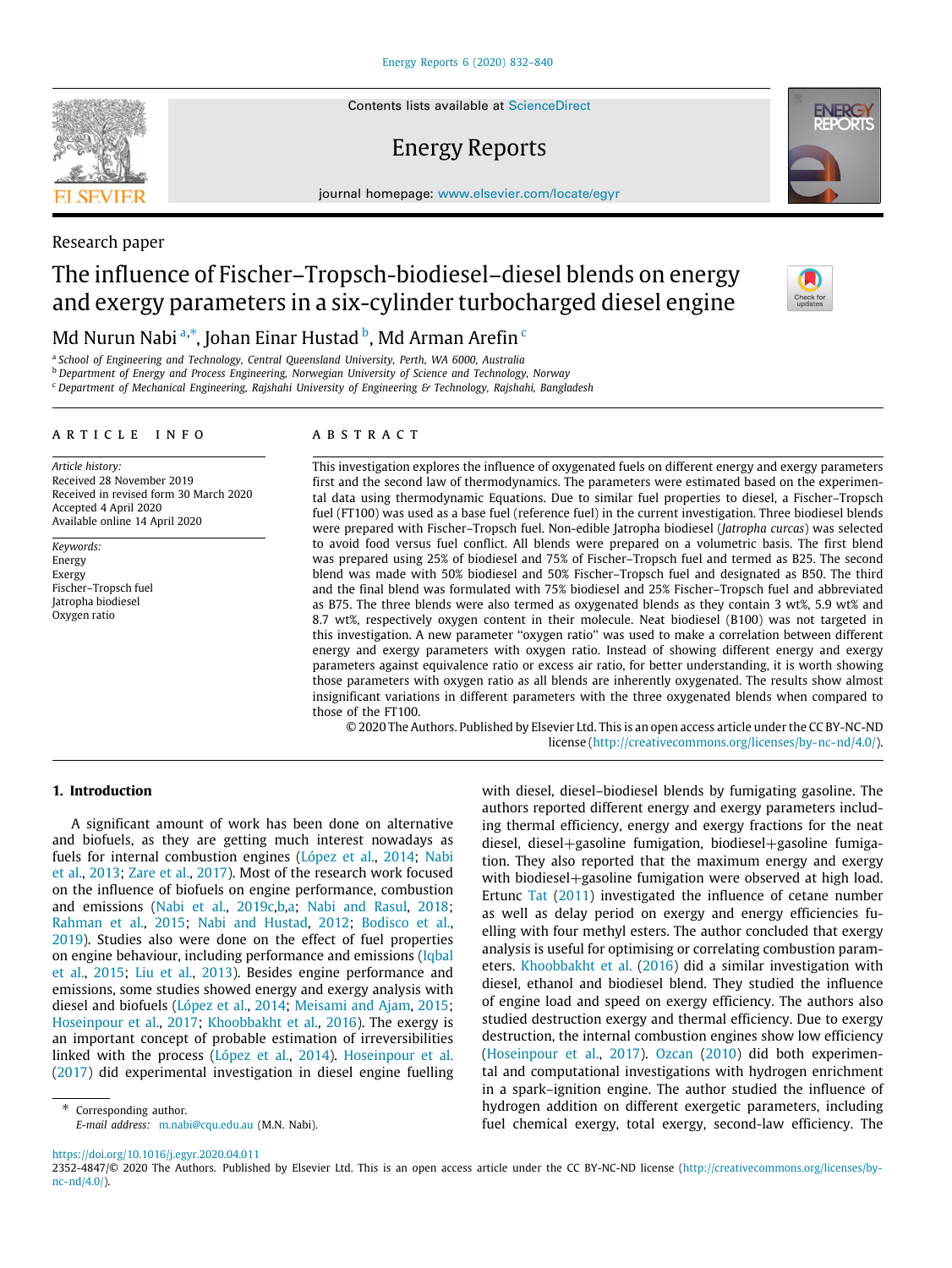Research paper

# The influence of Fischer–Tropsch-biodiesel–diesel blends on energy and exergy parameters in a six-cylinder turbocharged diesel engine

Md Nurun Nabi [a,*], Johan Einar Hustad [b], Md Arman Arefin [c]

[a] School of Engineering and Technology, Central Queensland University, Perth, WA 6000, Australia
[b] Department of Energy and Process Engineering, Norwegian University of Science and Technology, Norway
[c] Department of Mechanical Engineering, Rajshahi University of Engineering & Technology, Rajshahi, Bangladesh

## ARTICLE INFO

*Article history:*
Received 28 November 2019
Received in revised form 30 March 2020
Accepted 4 April 2020
Available online 14 April 2020

*Keywords:*
Energy
Exergy
Fischer–Tropsch fuel
Jatropha biodiesel
Oxygen ratio

## ABSTRACT

This investigation explores the influence of oxygenated fuels on different energy and exergy parameters first and the second law of thermodynamics. The parameters were estimated based on the experimental data using thermodynamic Equations. Due to similar fuel properties to diesel, a Fischer–Tropsch fuel (FT100) was used as a base fuel (reference fuel) in the current investigation. Three biodiesel blends were prepared with Fischer–Tropsch fuel. Non-edible Jatropha biodiesel (*Jatropha curcas*) was selected to avoid food versus fuel conflict. All blends were prepared on a volumetric basis. The first blend was prepared using 25% of biodiesel and 75% of Fischer–Tropsch fuel and termed as B25. The second blend was made with 50% biodiesel and 50% Fischer–Tropsch fuel and designated as B50. The third and the final blend was formulated with 75% biodiesel and 25% Fischer–Tropsch fuel and abbreviated as B75. The three blends were also termed as oxygenated blends as they contain 3 wt%, 5.9 wt% and 8.7 wt%, respectively oxygen content in their molecule. Neat biodiesel (B100) was not targeted in this investigation. A new parameter "oxygen ratio" was used to make a correlation between different energy and exergy parameters with oxygen ratio. Instead of showing different energy and exergy parameters against equivalence ratio or excess air ratio, for better understanding, it is worth showing those parameters with oxygen ratio as all blends are inherently oxygenated. The results show almost insignificant variations in different parameters with the three oxygenated blends when compared to those of the FT100.

© 2020 The Authors. Published by Elsevier Ltd. This is an open access article under the CC BY-NC-ND license (http://creativecommons.org/licenses/by-nc-nd/4.0/).

## 1. Introduction

A significant amount of work has been done on alternative and biofuels, as they are getting much interest nowadays as fuels for internal combustion engines (López et al., 2014; Nabi et al., 2013; Zare et al., 2017). Most of the research work focused on the influence of biofuels on engine performance, combustion and emissions (Nabi et al., 2019c,b,a; Nabi and Rasul, 2018; Rahman et al., 2015; Nabi and Hustad, 2012; Bodisco et al., 2019). Studies also were done on the effect of fuel properties on engine behaviour, including performance and emissions (Iqbal et al., 2015; Liu et al., 2013). Besides engine performance and emissions, some studies showed energy and exergy analysis with diesel and biofuels (López et al., 2014; Meisami and Ajam, 2015; Hoseinpour et al., 2017; Khoobbakht et al., 2016). The exergy is an important concept of probable estimation of irreversibilities linked with the process (López et al., 2014). Hoseinpour et al. (2017) did experimental investigation in diesel engine fuelling with diesel, diesel–biodiesel blends by fumigating gasoline. The authors reported different energy and exergy parameters including thermal efficiency, energy and exergy fractions for the neat diesel, diesel+gasoline fumigation, biodiesel+gasoline fumigation. They also reported that the maximum energy and exergy with biodiesel+gasoline fumigation were observed at high load. Ertunc Tat (2011) investigated the influence of cetane number as well as delay period on exergy and energy efficiencies fuelling with four methyl esters. The author concluded that exergy analysis is useful for optimising or correlating combustion parameters. Khoobbakht et al. (2016) did a similar investigation with diesel, ethanol and biodiesel blend. They studied the influence of engine load and speed on exergy efficiency. The authors also studied destruction exergy and thermal efficiency. Due to exergy destruction, the internal combustion engines show low efficiency (Hoseinpour et al., 2017). Ozcan (2010) did both experimental and computational investigations with hydrogen enrichment in a spark–ignition engine. The author studied the influence of hydrogen addition on different exergetic parameters, including fuel chemical exergy, total exergy, second-law efficiency. The

\* Corresponding author.
*E-mail address:* m.nabi@cqu.edu.au (M.N. Nabi).

https://doi.org/10.1016/j.egyr.2020.04.011
2352-4847/© 2020 The Authors. Published by Elsevier Ltd. This is an open access article under the CC BY-NC-ND license (http://creativecommons.org/licenses/by-nc-nd/4.0/).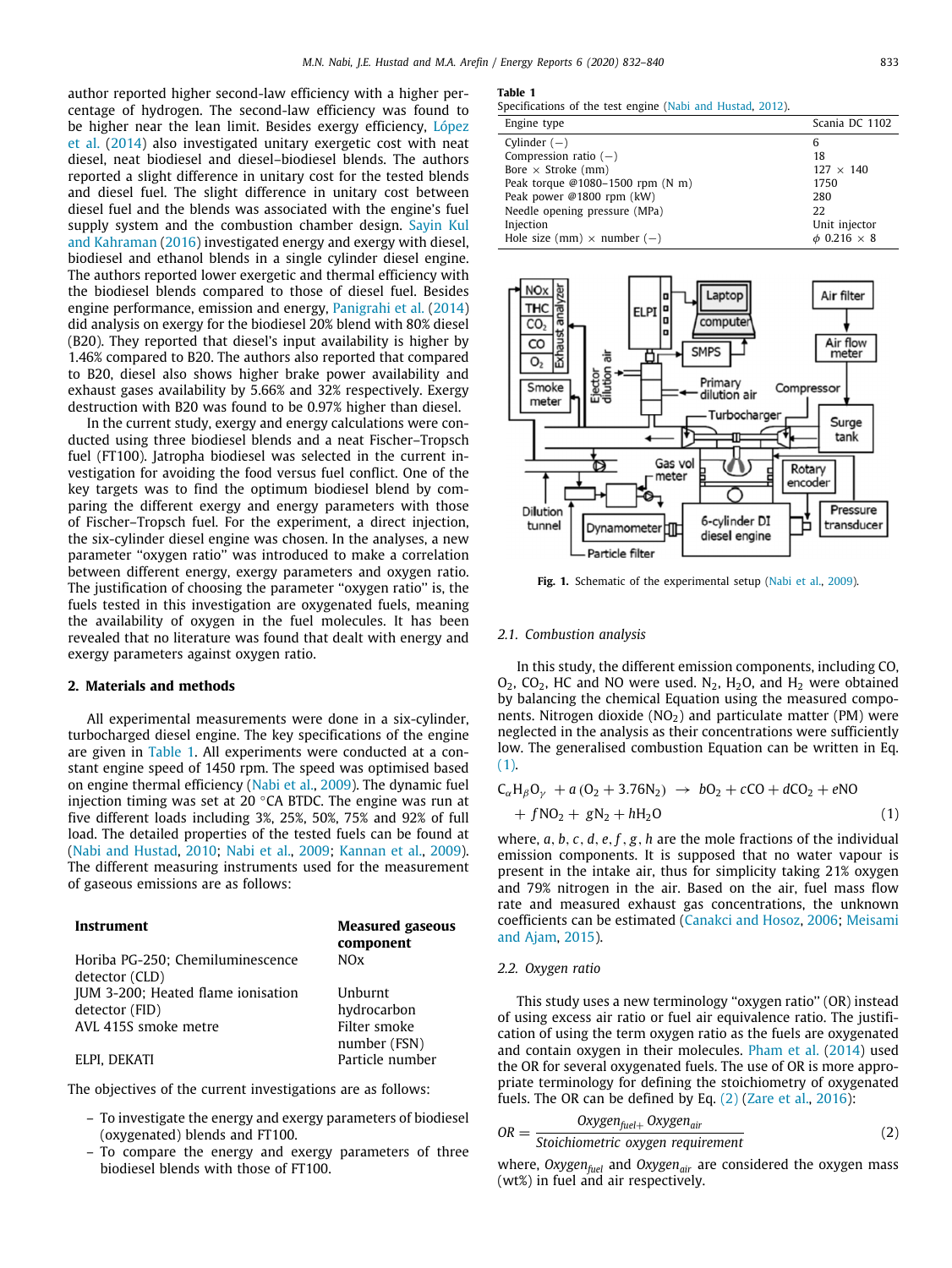author reported higher second-law efficiency with a higher percentage of hydrogen. The second-law efficiency was found to be higher near the lean limit. Besides exergy efficiency, López et al. (2014) also investigated unitary exergetic cost with neat diesel, neat biodiesel and diesel–biodiesel blends. The authors reported a slight difference in unitary cost for the tested blends and diesel fuel. The slight difference in unitary cost between diesel fuel and the blends was associated with the engine's fuel supply system and the combustion chamber design. Sayin Kul and Kahraman (2016) investigated energy and exergy with diesel, biodiesel and ethanol blends in a single cylinder diesel engine. The authors reported lower exergetic and thermal efficiency with the biodiesel blends compared to those of diesel fuel. Besides engine performance, emission and energy, Panigrahi et al. (2014) did analysis on exergy for the biodiesel 20% blend with 80% diesel (B20). They reported that diesel's input availability is higher by 1.46% compared to B20. The authors also reported that compared to B20, diesel also shows higher brake power availability and exhaust gases availability by 5.66% and 32% respectively. Exergy destruction with B20 was found to be 0.97% higher than diesel.

In the current study, exergy and energy calculations were conducted using three biodiesel blends and a neat Fischer–Tropsch fuel (FT100). Jatropha biodiesel was selected in the current investigation for avoiding the food versus fuel conflict. One of the key targets was to find the optimum biodiesel blend by comparing the different exergy and energy parameters with those of Fischer–Tropsch fuel. For the experiment, a direct injection, the six-cylinder diesel engine was chosen. In the analyses, a new parameter "oxygen ratio" was introduced to make a correlation between different energy, exergy parameters and oxygen ratio. The justification of choosing the parameter "oxygen ratio" is, the fuels tested in this investigation are oxygenated fuels, meaning the availability of oxygen in the fuel molecules. It has been revealed that no literature was found that dealt with energy and exergy parameters against oxygen ratio.

## 2. Materials and methods

All experimental measurements were done in a six-cylinder, turbocharged diesel engine. The key specifications of the engine are given in Table 1. All experiments were conducted at a constant engine speed of 1450 rpm. The speed was optimised based on engine thermal efficiency (Nabi et al., 2009). The dynamic fuel injection timing was set at 20 °CA BTDC. The engine was run at five different loads including 3%, 25%, 50%, 75% and 92% of full load. The detailed properties of the tested fuels can be found at (Nabi and Hustad, 2010; Nabi et al., 2009; Kannan et al., 2009). The different measuring instruments used for the measurement of gaseous emissions are as follows:

| Instrument | Measured gaseous component |
|---|---|
| Horiba PG-250; Chemiluminescence detector (CLD) | NOx |
| JUM 3-200; Heated flame ionisation detector (FID) | Unburnt hydrocarbon |
| AVL 415S smoke metre | Filter smoke number (FSN) |
| ELPI, DEKATI | Particle number |

The objectives of the current investigations are as follows:

- To investigate the energy and exergy parameters of biodiesel (oxygenated) blends and FT100.
- To compare the energy and exergy parameters of three biodiesel blends with those of FT100.

**Table 1**
Specifications of the test engine (Nabi and Hustad, 2012).

| Engine type | Scania DC 1102 |
|---|---|
| Cylinder (−) | 6 |
| Compression ratio (−) | 18 |
| Bore × Stroke (mm) | 127 × 140 |
| Peak torque @1080–1500 rpm (N m) | 1750 |
| Peak power @1800 rpm (kW) | 280 |
| Needle opening pressure (MPa) | 22 |
| Injection | Unit injector |
| Hole size (mm) × number (−) | $\phi$ 0.216 × 8 |

**Fig. 1.** Schematic of the experimental setup (Nabi et al., 2009).

### 2.1. Combustion analysis

In this study, the different emission components, including CO, $O_2$, $CO_2$, HC and NO were used. $N_2$, $H_2O$, and $H_2$ were obtained by balancing the chemical Equation using the measured components. Nitrogen dioxide ($NO_2$) and particulate matter (PM) were neglected in the analysis as their concentrations were sufficiently low. The generalised combustion Equation can be written in Eq. (1).

$$C_\alpha H_\beta O_\gamma + a(O_2 + 3.76N_2) \rightarrow bO_2 + cCO + dCO_2 + eNO + fNO_2 + gN_2 + hH_2O \tag{1}$$

where, $a, b, c, d, e, f, g, h$ are the mole fractions of the individual emission components. It is supposed that no water vapour is present in the intake air, thus for simplicity taking 21% oxygen and 79% nitrogen in the air. Based on the air, fuel mass flow rate and measured exhaust gas concentrations, the unknown coefficients can be estimated (Canakci and Hosoz, 2006; Meisami and Ajam, 2015).

### 2.2. Oxygen ratio

This study uses a new terminology "oxygen ratio" (OR) instead of using excess air ratio or fuel air equivalence ratio. The justification of using the term oxygen ratio as the fuels are oxygenated and contain oxygen in their molecules. Pham et al. (2014) used the OR for several oxygenated fuels. The use of OR is more appropriate terminology for defining the stoichiometry of oxygenated fuels. The OR can be defined by Eq. (2) (Zare et al., 2016):

$$OR = \frac{Oxygen_{fuel+}\ Oxygen_{air}}{Stoichiometric\ oxygen\ requirement} \tag{2}$$

where, $Oxygen_{fuel}$ and $Oxygen_{air}$ are considered the oxygen mass (wt%) in fuel and air respectively.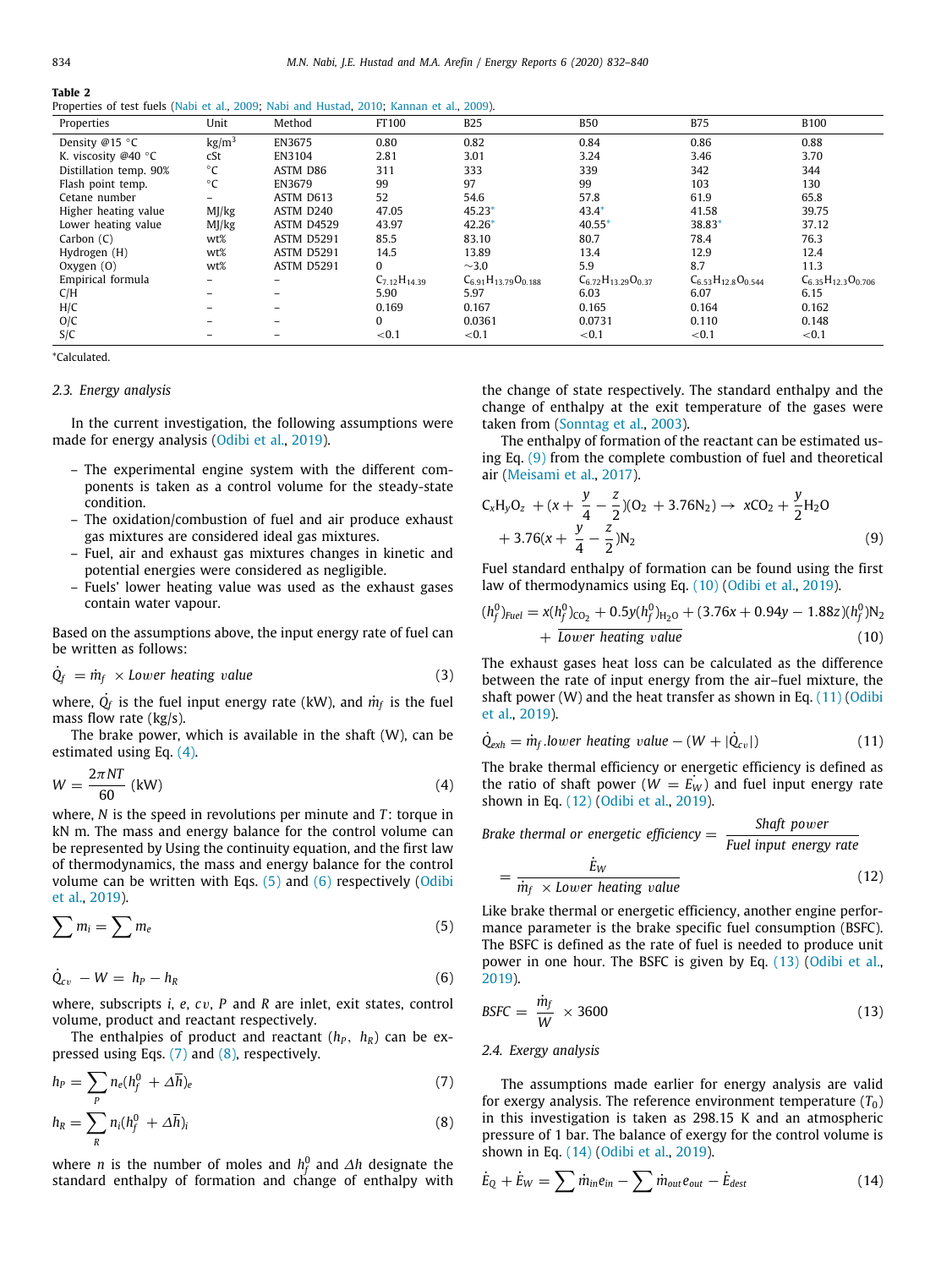**Table 2**
Properties of test fuels (Nabi et al., 2009; Nabi and Hustad, 2010; Kannan et al., 2009).

| Properties | Unit | Method | FT100 | B25 | B50 | B75 | B100 |
|---|---|---|---|---|---|---|---|
| Density @15 °C | kg/m$^3$ | EN3675 | 0.80 | 0.82 | 0.84 | 0.86 | 0.88 |
| K. viscosity @40 °C | cSt | EN3104 | 2.81 | 3.01 | 3.24 | 3.46 | 3.70 |
| Distillation temp. 90% | °C | ASTM D86 | 311 | 333 | 339 | 342 | 344 |
| Flash point temp. | °C | EN3679 | 99 | 97 | 99 | 103 | 130 |
| Cetane number | – | ASTM D613 | 52 | 54.6 | 57.8 | 61.9 | 65.8 |
| Higher heating value | MJ/kg | ASTM D240 | 47.05 | 45.23* | 43.4* | 41.58 | 39.75 |
| Lower heating value | MJ/kg | ASTM D4529 | 43.97 | 42.26* | 40.55* | 38.83* | 37.12 |
| Carbon (C) | wt% | ASTM D5291 | 85.5 | 83.10 | 80.7 | 78.4 | 76.3 |
| Hydrogen (H) | wt% | ASTM D5291 | 14.5 | 13.89 | 13.4 | 12.9 | 12.4 |
| Oxygen (O) | wt% | ASTM D5291 | 0 | ∼3.0 | 5.9 | 8.7 | 11.3 |
| Empirical formula | – | – | $C_{7.12}H_{14.39}$ | $C_{6.91}H_{13.79}O_{0.188}$ | $C_{6.72}H_{13.29}O_{0.37}$ | $C_{6.53}H_{12.8}O_{0.544}$ | $C_{6.35}H_{12.3}O_{0.706}$ |
| C/H | – | – | 5.90 | 5.97 | 6.03 | 6.07 | 6.15 |
| H/C | – | – | 0.169 | 0.167 | 0.165 | 0.164 | 0.162 |
| O/C | – | – | 0 | 0.0361 | 0.0731 | 0.110 | 0.148 |
| S/C | – | – | <0.1 | <0.1 | <0.1 | <0.1 | <0.1 |

*Calculated.

### 2.3. Energy analysis

In the current investigation, the following assumptions were made for energy analysis (Odibi et al., 2019).

- The experimental engine system with the different components is taken as a control volume for the steady-state condition.
- The oxidation/combustion of fuel and air produce exhaust gas mixtures are considered ideal gas mixtures.
- Fuel, air and exhaust gas mixtures changes in kinetic and potential energies were considered as negligible.
- Fuels' lower heating value was used as the exhaust gases contain water vapour.

Based on the assumptions above, the input energy rate of fuel can be written as follows:

$$\dot{Q}_f = \dot{m}_f \times \textit{Lower heating value} \tag{3}$$

where, $\dot{Q}_f$ is the fuel input energy rate (kW), and $\dot{m}_f$ is the fuel mass flow rate (kg/s).

The brake power, which is available in the shaft (W), can be estimated using Eq. (4).

$$W = \frac{2\pi NT}{60} \text{ (kW)} \tag{4}$$

where, $N$ is the speed in revolutions per minute and $T$: torque in kN m. The mass and energy balance for the control volume can be represented by Using the continuity equation, and the first law of thermodynamics, the mass and energy balance for the control volume can be written with Eqs. (5) and (6) respectively (Odibi et al., 2019).

$$\sum m_i = \sum m_e \tag{5}$$

$$\dot{Q}_{cv} - W = h_P - h_R \tag{6}$$

where, subscripts $i$, $e$, $cv$, $P$ and $R$ are inlet, exit states, control volume, product and reactant respectively.

The enthalpies of product and reactant ($h_P$, $h_R$) can be expressed using Eqs. (7) and (8), respectively.

$$h_P = \sum_P n_e(h_f^0 + \Delta\bar{h})_e \tag{7}$$

$$h_R = \sum_R n_i(h_f^0 + \Delta\bar{h})_i \tag{8}$$

where $n$ is the number of moles and $h_f^0$ and $\Delta h$ designate the standard enthalpy of formation and change of enthalpy with the change of state respectively. The standard enthalpy and the change of enthalpy at the exit temperature of the gases were taken from (Sonntag et al., 2003).

The enthalpy of formation of the reactant can be estimated using Eq. (9) from the complete combustion of fuel and theoretical air (Meisami et al., 2017).

$$C_xH_yO_z + (x + \frac{y}{4} - \frac{z}{2})(O_2 + 3.76N_2) \rightarrow xCO_2 + \frac{y}{2}H_2O + 3.76(x + \frac{y}{4} - \frac{z}{2})N_2 \tag{9}$$

Fuel standard enthalpy of formation can be found using the first law of thermodynamics using Eq. (10) (Odibi et al., 2019).

$$(h_f^0)_{Fuel} = x(h_f^0)_{CO_2} + 0.5y(h_f^0)_{H_2O} + (3.76x + 0.94y - 1.88z)(h_f^0)N_2 + \overline{\textit{Lower heating value}} \tag{10}$$

The exhaust gases heat loss can be calculated as the difference between the rate of input energy from the air–fuel mixture, the shaft power (W) and the heat transfer as shown in Eq. (11) (Odibi et al., 2019).

$$\dot{Q}_{exh} = \dot{m}_f.\textit{lower heating value} - (W + |\dot{Q}_{cv}|) \tag{11}$$

The brake thermal efficiency or energetic efficiency is defined as the ratio of shaft power ($W = \dot{E_W}$) and fuel input energy rate shown in Eq. (12) (Odibi et al., 2019).

$$\textit{Brake thermal or energetic efficiency} = \frac{\textit{Shaft power}}{\textit{Fuel input energy rate}} = \frac{\dot{E}_W}{\dot{m}_f \times \textit{Lower heating value}} \tag{12}$$

Like brake thermal or energetic efficiency, another engine performance parameter is the brake specific fuel consumption (BSFC). The BSFC is defined as the rate of fuel is needed to produce unit power in one hour. The BSFC is given by Eq. (13) (Odibi et al., 2019).

$$BSFC = \frac{\dot{m}_f}{W} \times 3600 \tag{13}$$

### 2.4. Exergy analysis

The assumptions made earlier for energy analysis are valid for exergy analysis. The reference environment temperature ($T_0$) in this investigation is taken as 298.15 K and an atmospheric pressure of 1 bar. The balance of exergy for the control volume is shown in Eq. (14) (Odibi et al., 2019).

$$\dot{E}_Q + \dot{E}_W = \sum \dot{m}_{in}e_{in} - \sum \dot{m}_{out}e_{out} - \dot{E}_{dest} \tag{14}$$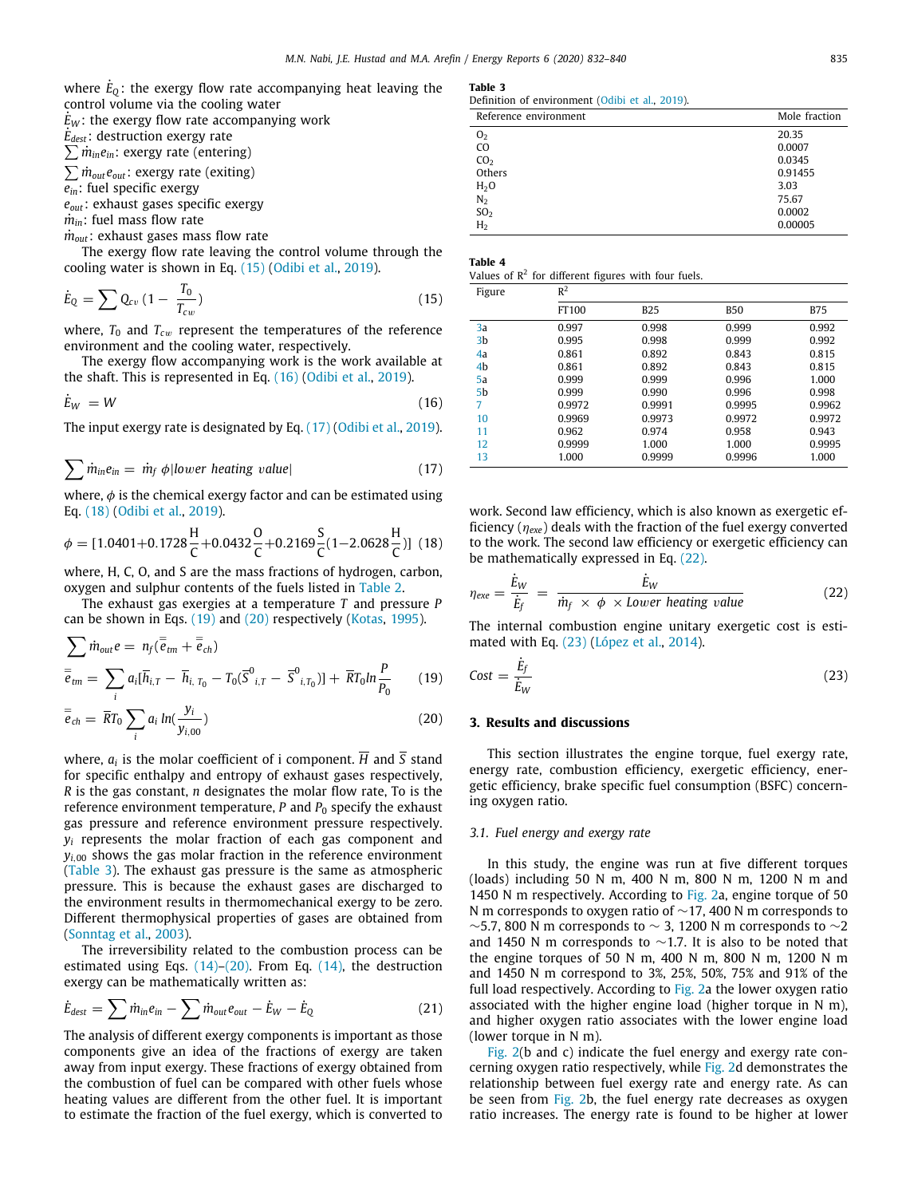where $\dot{E}_Q$: the exergy flow rate accompanying heat leaving the control volume via the cooling water

$\dot{E}_W$: the exergy flow rate accompanying work

$\dot{E}_{dest}$: destruction exergy rate

$\sum \dot{m}_{in} e_{in}$: exergy rate (entering)

$\sum \dot{m}_{out} e_{out}$: exergy rate (exiting)

$e_{in}$: fuel specific exergy

$e_{out}$: exhaust gases specific exergy

$\dot{m}_{in}$: fuel mass flow rate

$\dot{m}_{out}$: exhaust gases mass flow rate

The exergy flow rate leaving the control volume through the cooling water is shown in Eq. (15) (Odibi et al., 2019).

$$\dot{E}_Q = \sum Q_{cv} \left(1 - \frac{T_0}{T_{cw}}\right) \tag{15}$$

where, $T_0$ and $T_{cw}$ represent the temperatures of the reference environment and the cooling water, respectively.

The exergy flow accompanying work is the work available at the shaft. This is represented in Eq. (16) (Odibi et al., 2019).

$$\dot{E}_W = W \tag{16}$$

The input exergy rate is designated by Eq. (17) (Odibi et al., 2019).

$$\sum \dot{m}_{in} e_{in} = \dot{m}_f \ \phi |lower \ heating \ value| \tag{17}$$

where, $\phi$ is the chemical exergy factor and can be estimated using Eq. (18) (Odibi et al., 2019).

$$\phi = [1.0401 + 0.1728 \frac{\text{H}}{\text{C}} + 0.0432 \frac{\text{O}}{\text{C}} + 0.2169 \frac{\text{S}}{\text{C}} (1 - 2.0628 \frac{\text{H}}{\text{C}})] \tag{18}$$

where, H, C, O, and S are the mass fractions of hydrogen, carbon, oxygen and sulphur contents of the fuels listed in Table 2.

The exhaust gas exergies at a temperature $T$ and pressure $P$ can be shown in Eqs. (19) and (20) respectively (Kotas, 1995).

$$\sum \dot{m}_{out} e = n_f (\overline{\overline{e}}_{tm} + \overline{\overline{e}}_{ch})$$

$$\overline{\overline{e}}_{tm} = \sum_i a_i [\overline{h}_{i,T} - \overline{h}_{i,T_0} - T_0 (\overline{S}^0_{i,T} - \overline{S}^0_{i,T_0})] + \overline{R} T_0 ln \frac{P}{P_0} \tag{19}$$

$$\overline{\overline{e}}_{ch} = \overline{R} T_0 \sum_i a_i \ ln(\frac{y_i}{y_{i,00}}) \tag{20}$$

where, $a_i$ is the molar coefficient of i component. $\overline{H}$ and $\overline{S}$ stand for specific enthalpy and entropy of exhaust gases respectively, $R$ is the gas constant, $n$ designates the molar flow rate, To is the reference environment temperature, $P$ and $P_0$ specify the exhaust gas pressure and reference environment pressure respectively. $y_i$ represents the molar fraction of each gas component and $y_{i,00}$ shows the gas molar fraction in the reference environment (Table 3). The exhaust gas pressure is the same as atmospheric pressure. This is because the exhaust gases are discharged to the environment results in thermomechanical exergy to be zero. Different thermophysical properties of gases are obtained from (Sonntag et al., 2003).

The irreversibility related to the combustion process can be estimated using Eqs. (14)–(20). From Eq. (14), the destruction exergy can be mathematically written as:

$$\dot{E}_{dest} = \sum \dot{m}_{in} e_{in} - \sum \dot{m}_{out} e_{out} - \dot{E}_W - \dot{E}_Q \tag{21}$$

The analysis of different exergy components is important as those components give an idea of the fractions of exergy are taken away from input exergy. These fractions of exergy obtained from the combustion of fuel can be compared with other fuels whose heating values are different from the other fuel. It is important to estimate the fraction of the fuel exergy, which is converted to the work. Second law efficiency, which is also known as exergetic efficiency ($\eta_{exe}$) deals with the fraction of the fuel exergy converted to the work. The second law efficiency or exergetic efficiency can be mathematically expressed in Eq. (22).

$$\eta_{exe} = \frac{\dot{E}_W}{\dot{E}_f} = \frac{\dot{E}_W}{\dot{m}_f \times \phi \times Lower \ heating \ value} \tag{22}$$

The internal combustion engine unitary exergetic cost is estimated with Eq. (23) (López et al., 2014).

$$Cost = \frac{\dot{E}_f}{\dot{E}_W} \tag{23}$$

**Table 3**
Definition of environment (Odibi et al., 2019).

| Reference environment | Mole fraction |
|---|---|
| $O_2$ | 20.35 |
| CO | 0.0007 |
| $CO_2$ | 0.0345 |
| Others | 0.91455 |
| $H_2O$ | 3.03 |
| $N_2$ | 75.67 |
| $SO_2$ | 0.0002 |
| $H_2$ | 0.00005 |

**Table 4**
Values of $R^2$ for different figures with four fuels.

| Figure | $R^2$ | | | |
|---|---|---|---|---|
| | FT100 | B25 | B50 | B75 |
| 3a | 0.997 | 0.998 | 0.999 | 0.992 |
| 3b | 0.995 | 0.998 | 0.999 | 0.992 |
| 4a | 0.861 | 0.892 | 0.843 | 0.815 |
| 4b | 0.861 | 0.892 | 0.843 | 0.815 |
| 5a | 0.999 | 0.999 | 0.996 | 1.000 |
| 5b | 0.999 | 0.990 | 0.996 | 0.998 |
| 7 | 0.9972 | 0.9991 | 0.9995 | 0.9962 |
| 10 | 0.9969 | 0.9973 | 0.9972 | 0.9972 |
| 11 | 0.962 | 0.974 | 0.958 | 0.943 |
| 12 | 0.9999 | 1.000 | 1.000 | 0.9995 |
| 13 | 1.000 | 0.9999 | 0.9996 | 1.000 |

## 3. Results and discussions

This section illustrates the engine torque, fuel exergy rate, energy rate, combustion efficiency, exergetic efficiency, energetic efficiency, brake specific fuel consumption (BSFC) concerning oxygen ratio.

### 3.1. Fuel energy and exergy rate

In this study, the engine was run at five different torques (loads) including 50 N m, 400 N m, 800 N m, 1200 N m and 1450 N m respectively. According to Fig. 2a, engine torque of 50 N m corresponds to oxygen ratio of ~17, 400 N m corresponds to ~5.7, 800 N m corresponds to ~ 3, 1200 N m corresponds to ~2 and 1450 N m corresponds to ~1.7. It is also to be noted that the engine torques of 50 N m, 400 N m, 800 N m, 1200 N m and 1450 N m correspond to 3%, 25%, 50%, 75% and 91% of the full load respectively. According to Fig. 2a the lower oxygen ratio associated with the higher engine load (higher torque in N m), and higher oxygen ratio associates with the lower engine load (lower torque in N m).

Fig. 2(b and c) indicate the fuel energy and exergy rate concerning oxygen ratio respectively, while Fig. 2d demonstrates the relationship between fuel exergy rate and energy rate. As can be seen from Fig. 2b, the fuel energy rate decreases as oxygen ratio increases. The energy rate is found to be higher at lower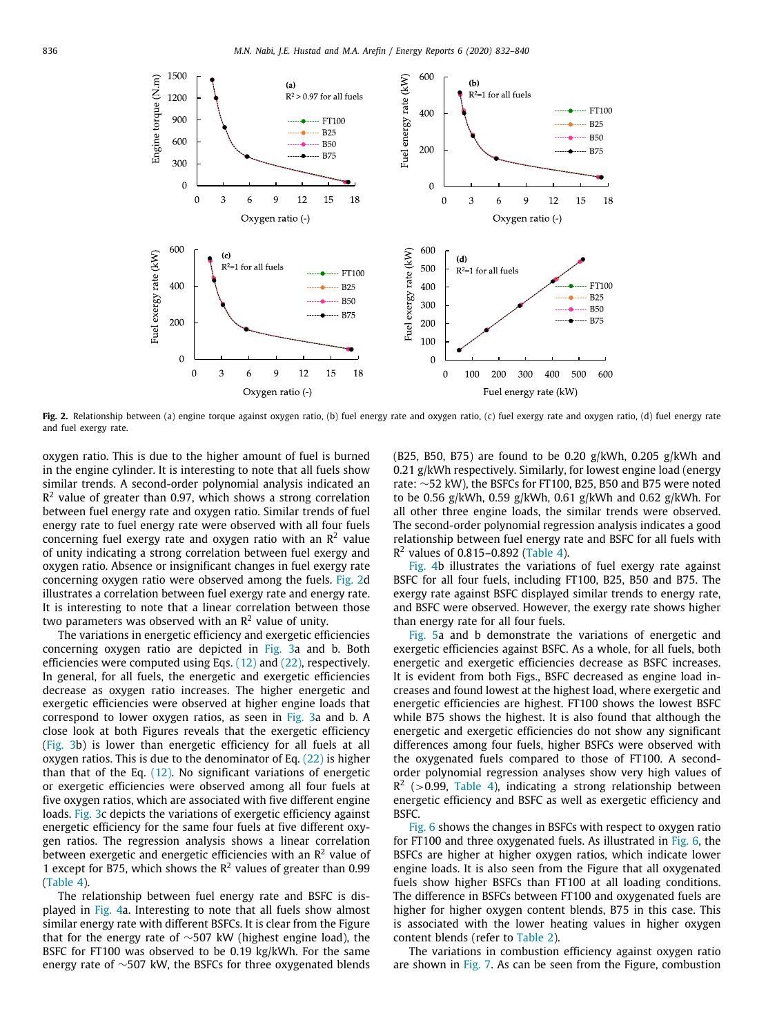**Fig. 2.** Relationship between (a) engine torque against oxygen ratio, (b) fuel energy rate and oxygen ratio, (c) fuel exergy rate and oxygen ratio, (d) fuel energy rate and fuel exergy rate.

oxygen ratio. This is due to the higher amount of fuel is burned in the engine cylinder. It is interesting to note that all fuels show similar trends. A second-order polynomial analysis indicated an $R^2$ value of greater than 0.97, which shows a strong correlation between fuel energy rate and oxygen ratio. Similar trends of fuel energy rate to fuel energy rate were observed with all four fuels concerning fuel exergy rate and oxygen ratio with an $R^2$ value of unity indicating a strong correlation between fuel exergy and oxygen ratio. Absence or insignificant changes in fuel exergy rate concerning oxygen ratio were observed among the fuels. Fig. 2d illustrates a correlation between fuel exergy rate and energy rate. It is interesting to note that a linear correlation between those two parameters was observed with an $R^2$ value of unity.

The variations in energetic efficiency and exergetic efficiencies concerning oxygen ratio are depicted in Fig. 3a and b. Both efficiencies were computed using Eqs. (12) and (22), respectively. In general, for all fuels, the energetic and exergetic efficiencies decrease as oxygen ratio increases. The higher energetic and exergetic efficiencies were observed at higher engine loads that correspond to lower oxygen ratios, as seen in Fig. 3a and b. A close look at both Figures reveals that the exergetic efficiency (Fig. 3b) is lower than energetic efficiency for all fuels at all oxygen ratios. This is due to the denominator of Eq. (22) is higher than that of the Eq. (12). No significant variations of energetic or exergetic efficiencies were observed among all four fuels at five oxygen ratios, which are associated with five different engine loads. Fig. 3c depicts the variations of exergetic efficiency against energetic efficiency for the same four fuels at five different oxygen ratios. The regression analysis shows a linear correlation between exergetic and energetic efficiencies with an $R^2$ value of 1 except for B75, which shows the $R^2$ values of greater than 0.99 (Table 4).

The relationship between fuel energy rate and BSFC is displayed in Fig. 4a. Interesting to note that all fuels show almost similar energy rate with different BSFCs. It is clear from the Figure that for the energy rate of ~507 kW (highest engine load), the BSFC for FT100 was observed to be 0.19 kg/kWh. For the same energy rate of ~507 kW, the BSFCs for three oxygenated blends (B25, B50, B75) are found to be 0.20 g/kWh, 0.205 g/kWh and 0.21 g/kWh respectively. Similarly, for lowest engine load (energy rate: ~52 kW), the BSFCs for FT100, B25, B50 and B75 were noted to be 0.56 g/kWh, 0.59 g/kWh, 0.61 g/kWh and 0.62 g/kWh. For all other three engine loads, the similar trends were observed. The second-order polynomial regression analysis indicates a good relationship between fuel energy rate and BSFC for all fuels with $R^2$ values of 0.815–0.892 (Table 4).

Fig. 4b illustrates the variations of fuel exergy rate against BSFC for all four fuels, including FT100, B25, B50 and B75. The exergy rate against BSFC displayed similar trends to energy rate, and BSFC were observed. However, the exergy rate shows higher than energy rate for all four fuels.

Fig. 5a and b demonstrate the variations of energetic and exergetic efficiencies against BSFC. As a whole, for all fuels, both energetic and exergetic efficiencies decrease as BSFC increases. It is evident from both Figs., BSFC decreased as engine load increases and found lowest at the highest load, where exergetic and energetic efficiencies are highest. FT100 shows the lowest BSFC while B75 shows the highest. It is also found that although the energetic and exergetic efficiencies do not show any significant differences among four fuels, higher BSFCs were observed with the oxygenated fuels compared to those of FT100. A second-order polynomial regression analyses show very high values of $R^2$ (>0.99, Table 4), indicating a strong relationship between energetic efficiency and BSFC as well as exergetic efficiency and BSFC.

Fig. 6 shows the changes in BSFCs with respect to oxygen ratio for FT100 and three oxygenated fuels. As illustrated in Fig. 6, the BSFCs are higher at higher oxygen ratios, which indicate lower engine loads. It is also seen from the Figure that all oxygenated fuels show higher BSFCs than FT100 at all loading conditions. The difference in BSFCs between FT100 and oxygenated fuels are higher for higher oxygen content blends, B75 in this case. This is associated with the lower heating values in higher oxygen content blends (refer to Table 2).

The variations in combustion efficiency against oxygen ratio are shown in Fig. 7. As can be seen from the Figure, combustion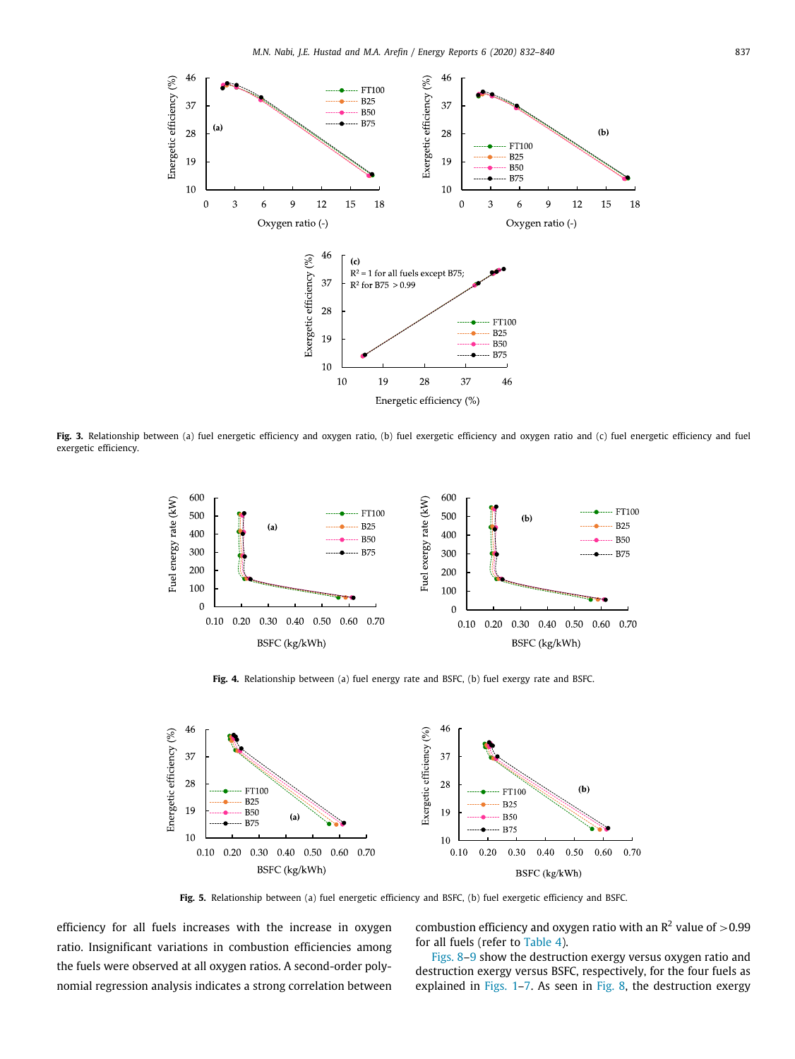**Fig. 3.** Relationship between (a) fuel energetic efficiency and oxygen ratio, (b) fuel exergetic efficiency and oxygen ratio and (c) fuel energetic efficiency and fuel exergetic efficiency.

**Fig. 4.** Relationship between (a) fuel energy rate and BSFC, (b) fuel exergy rate and BSFC.

**Fig. 5.** Relationship between (a) fuel energetic efficiency and BSFC, (b) fuel exergetic efficiency and BSFC.

efficiency for all fuels increases with the increase in oxygen ratio. Insignificant variations in combustion efficiencies among the fuels were observed at all oxygen ratios. A second-order polynomial regression analysis indicates a strong correlation between combustion efficiency and oxygen ratio with an $R^2$ value of $>0.99$ for all fuels (refer to Table 4).

Figs. 8–9 show the destruction exergy versus oxygen ratio and destruction exergy versus BSFC, respectively, for the four fuels as explained in Figs. 1–7. As seen in Fig. 8, the destruction exergy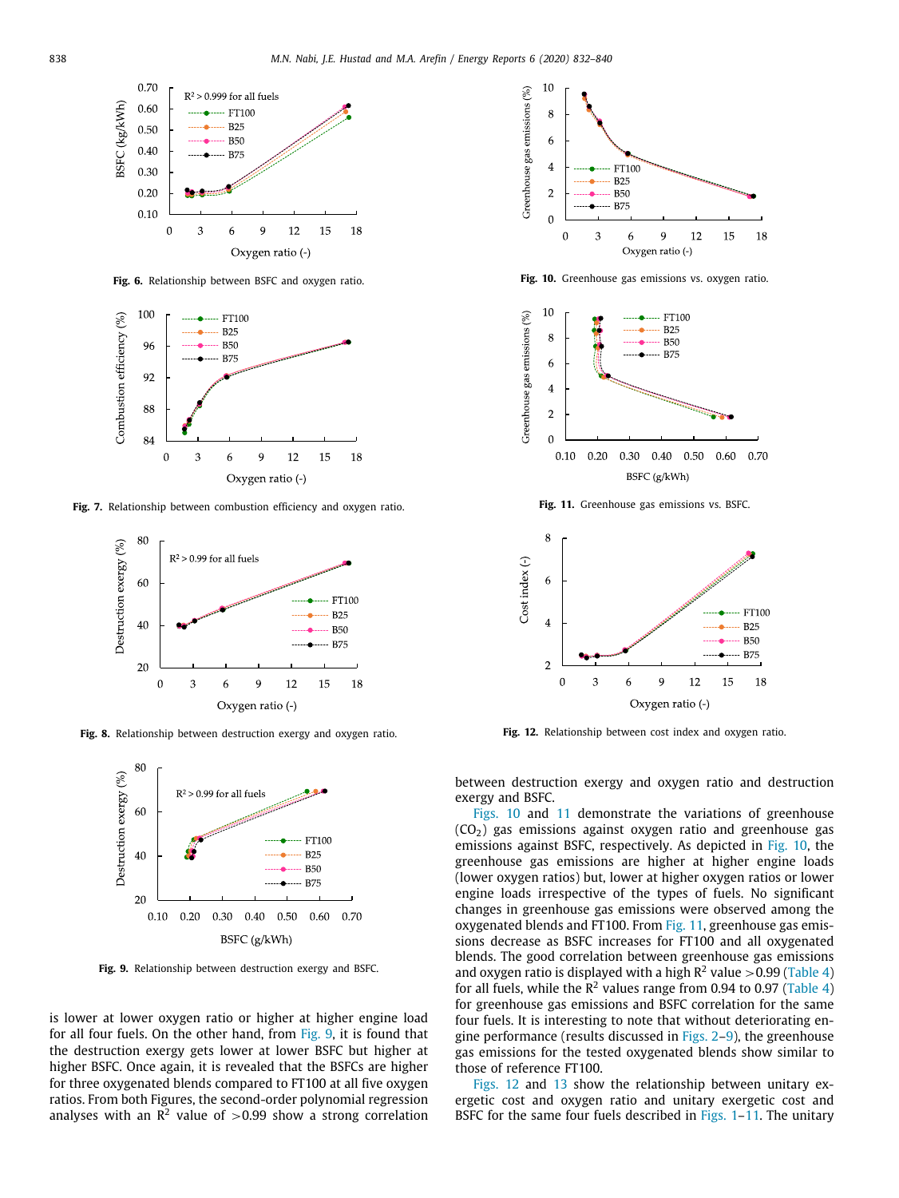Fig. 6. Relationship between BSFC and oxygen ratio.

Fig. 7. Relationship between combustion efficiency and oxygen ratio.

Fig. 8. Relationship between destruction exergy and oxygen ratio.

Fig. 9. Relationship between destruction exergy and BSFC.

is lower at lower oxygen ratio or higher at higher engine load for all four fuels. On the other hand, from Fig. 9, it is found that the destruction exergy gets lower at lower BSFC but higher at higher BSFC. Once again, it is revealed that the BSFCs are higher for three oxygenated blends compared to FT100 at all five oxygen ratios. From both Figures, the second-order polynomial regression analyses with an $R^2$ value of >0.99 show a strong correlation between destruction exergy and oxygen ratio and destruction exergy and BSFC.

Fig. 10. Greenhouse gas emissions vs. oxygen ratio.

Fig. 11. Greenhouse gas emissions vs. BSFC.

Fig. 12. Relationship between cost index and oxygen ratio.

Figs. 10 and 11 demonstrate the variations of greenhouse ($CO_2$) gas emissions against oxygen ratio and greenhouse gas emissions against BSFC, respectively. As depicted in Fig. 10, the greenhouse gas emissions are higher at higher engine loads (lower oxygen ratios) but, lower at higher oxygen ratios or lower engine loads irrespective of the types of fuels. No significant changes in greenhouse gas emissions were observed among the oxygenated blends and FT100. From Fig. 11, greenhouse gas emissions decrease as BSFC increases for FT100 and all oxygenated blends. The good correlation between greenhouse gas emissions and oxygen ratio is displayed with a high $R^2$ value >0.99 (Table 4) for all fuels, while the $R^2$ values range from 0.94 to 0.97 (Table 4) for greenhouse gas emissions and BSFC correlation for the same four fuels. It is interesting to note that without deteriorating engine performance (results discussed in Figs. 2–9), the greenhouse gas emissions for the tested oxygenated blends show similar to those of reference FT100.

Figs. 12 and 13 show the relationship between unitary exergetic cost and oxygen ratio and unitary exergetic cost and BSFC for the same four fuels described in Figs. 1–11. The unitary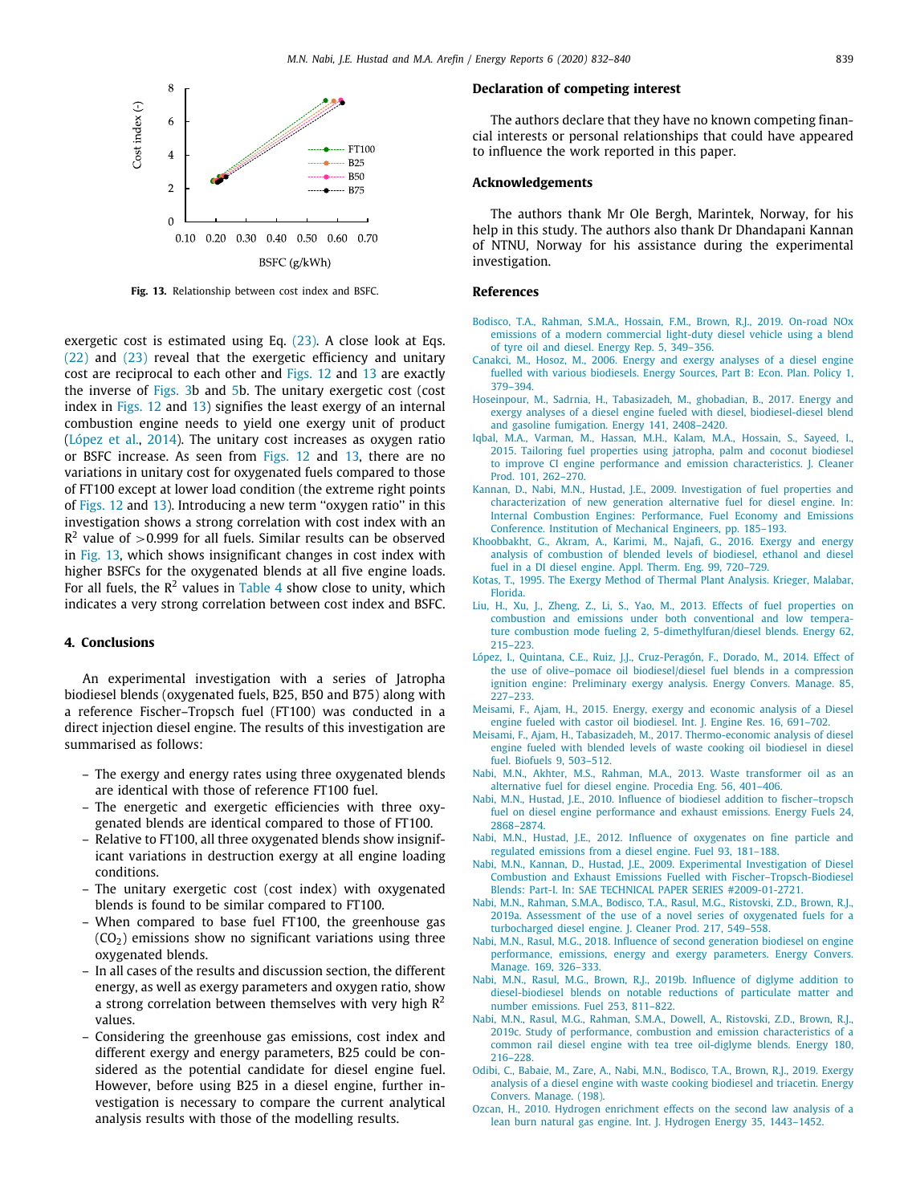Fig. 13. Relationship between cost index and BSFC.

exergetic cost is estimated using Eq. (23). A close look at Eqs. (22) and (23) reveal that the exergetic efficiency and unitary cost are reciprocal to each other and Figs. 12 and 13 are exactly the inverse of Figs. 3b and 5b. The unitary exergetic cost (cost index in Figs. 12 and 13) signifies the least exergy of an internal combustion engine needs to yield one exergy unit of product (López et al., 2014). The unitary cost increases as oxygen ratio or BSFC increase. As seen from Figs. 12 and 13, there are no variations in unitary cost for oxygenated fuels compared to those of FT100 except at lower load condition (the extreme right points of Figs. 12 and 13). Introducing a new term "oxygen ratio" in this investigation shows a strong correlation with cost index with an $R^2$ value of >0.999 for all fuels. Similar results can be observed in Fig. 13, which shows insignificant changes in cost index with higher BSFCs for the oxygenated blends at all five engine loads. For all fuels, the $R^2$ values in Table 4 show close to unity, which indicates a very strong correlation between cost index and BSFC.

## 4. Conclusions

An experimental investigation with a series of Jatropha biodiesel blends (oxygenated fuels, B25, B50 and B75) along with a reference Fischer–Tropsch fuel (FT100) was conducted in a direct injection diesel engine. The results of this investigation are summarised as follows:

– The exergy and energy rates using three oxygenated blends are identical with those of reference FT100 fuel.
– The energetic and exergetic efficiencies with three oxygenated blends are identical compared to those of FT100.
– Relative to FT100, all three oxygenated blends show insignificant variations in destruction exergy at all engine loading conditions.
– The unitary exergetic cost (cost index) with oxygenated blends is found to be similar compared to FT100.
– When compared to base fuel FT100, the greenhouse gas ($CO_2$) emissions show no significant variations using three oxygenated blends.
– In all cases of the results and discussion section, the different energy, as well as exergy parameters and oxygen ratio, show a strong correlation between themselves with very high $R^2$ values.
– Considering the greenhouse gas emissions, cost index and different exergy and energy parameters, B25 could be considered as the potential candidate for diesel engine fuel. However, before using B25 in a diesel engine, further investigation is necessary to compare the current analytical analysis results with those of the modelling results.

## Declaration of competing interest

The authors declare that they have no known competing financial interests or personal relationships that could have appeared to influence the work reported in this paper.

## Acknowledgements

The authors thank Mr Ole Bergh, Marintek, Norway, for his help in this study. The authors also thank Dr Dhandapani Kannan of NTNU, Norway for his assistance during the experimental investigation.

## References

Bodisco, T.A., Rahman, S.M.A., Hossain, F.M., Brown, R.J., 2019. On-road NOx emissions of a modern commercial light-duty diesel vehicle using a blend of tyre oil and diesel. Energy Rep. 5, 349–356.

Canakci, M., Hosoz, M., 2006. Energy and exergy analyses of a diesel engine fuelled with various biodiesels. Energy Sources, Part B: Econ. Plan. Policy 1, 379–394.

Hoseinpour, M., Sadrnia, H., Tabasizadeh, M., ghobadian, B., 2017. Energy and exergy analyses of a diesel engine fueled with diesel, biodiesel-diesel blend and gasoline fumigation. Energy 141, 2408–2420.

Iqbal, M.A., Varman, M., Hassan, M.H., Kalam, M.A., Hossain, S., Sayeed, I., 2015. Tailoring fuel properties using jatropha, palm and coconut biodiesel to improve CI engine performance and emission characteristics. J. Cleaner Prod. 101, 262–270.

Kannan, D., Nabi, M.N., Hustad, J.E., 2009. Investigation of fuel properties and characterization of new generation alternative fuel for diesel engine. In: Internal Combustion Engines: Performance, Fuel Economy and Emissions Conference. Institution of Mechanical Engineers, pp. 185–193.

Khoobbakht, G., Akram, A., Karimi, M., Najafi, G., 2016. Exergy and energy analysis of combustion of blended levels of biodiesel, ethanol and diesel fuel in a DI diesel engine. Appl. Therm. Eng. 99, 720–729.

Kotas, T., 1995. The Exergy Method of Thermal Plant Analysis. Krieger, Malabar, Florida.

Liu, H., Xu, J., Zheng, Z., Li, S., Yao, M., 2013. Effects of fuel properties on combustion and emissions under both conventional and low temperature combustion mode fueling 2, 5-dimethylfuran/diesel blends. Energy 62, 215–223.

López, I., Quintana, C.E., Ruiz, J.J., Cruz-Peragón, F., Dorado, M., 2014. Effect of the use of olive–pomace oil biodiesel/diesel fuel blends in a compression ignition engine: Preliminary exergy analysis. Energy Convers. Manage. 85, 227–233.

Meisami, F., Ajam, H., 2015. Energy, exergy and economic analysis of a Diesel engine fueled with castor oil biodiesel. Int. J. Engine Res. 16, 691–702.

Meisami, F., Ajam, H., Tabasizadeh, M., 2017. Thermo-economic analysis of diesel engine fueled with blended levels of waste cooking oil biodiesel in diesel fuel. Biofuels 9, 503–512.

Nabi, M.N., Akhter, M.S., Rahman, M.A., 2013. Waste transformer oil as an alternative fuel for diesel engine. Procedia Eng. 56, 401–406.

Nabi, M.N., Hustad, J.E., 2010. Influence of biodiesel addition to fischer–tropsch fuel on diesel engine performance and exhaust emissions. Energy Fuels 24, 2868–2874.

Nabi, M.N., Hustad, J.E., 2012. Influence of oxygenates on fine particle and regulated emissions from a diesel engine. Fuel 93, 181–188.

Nabi, M.N., Kannan, D., Hustad, J.E., 2009. Experimental Investigation of Diesel Combustion and Exhaust Emissions Fuelled with Fischer-Tropsch-Biodiesel Blends: Part-I. In: SAE TECHNICAL PAPER SERIES #2009-01-2721.

Nabi, M.N., Rahman, S.M.A., Bodisco, T.A., Rasul, M.G., Ristovski, Z.D., Brown, R.J., 2019a. Assessment of the use of a novel series of oxygenated fuels for a turbocharged diesel engine. J. Cleaner Prod. 217, 549–558.

Nabi, M.N., Rasul, M.G., 2018. Influence of second generation biodiesel on engine performance, emissions, energy and exergy parameters. Energy Convers. Manage. 169, 326–333.

Nabi, M.N., Rasul, M.G., Brown, R.J., 2019b. Influence of diglyme addition to diesel-biodiesel blends on notable reductions of particulate matter and number emissions. Fuel 253, 811–822.

Nabi, M.N., Rasul, M.G., Rahman, S.M.A., Dowell, A., Ristovski, Z.D., Brown, R.J., 2019c. Study of performance, combustion and emission characteristics of a common rail diesel engine with tea tree oil-diglyme blends. Energy 180, 216–228.

Odibi, C., Babaie, M., Zare, A., Nabi, M.N., Bodisco, T.A., Brown, R.J., 2019. Exergy analysis of a diesel engine with waste cooking biodiesel and triacetin. Energy Convers. Manage. (198).

Ozcan, H., 2010. Hydrogen enrichment effects on the second law analysis of a lean burn natural gas engine. Int. J. Hydrogen Energy 35, 1443–1452.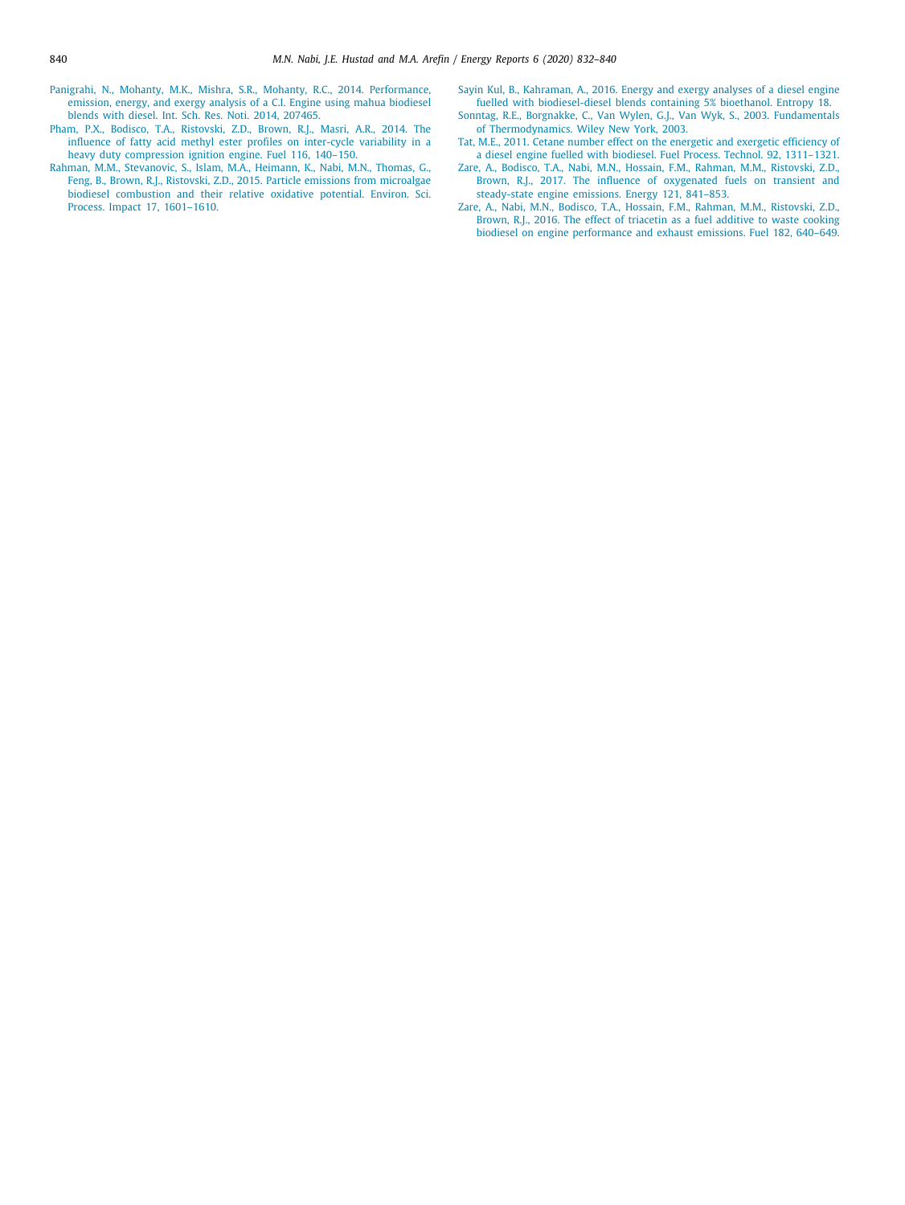Panigrahi, N., Mohanty, M.K., Mishra, S.R., Mohanty, R.C., 2014. Performance, emission, energy, and exergy analysis of a C.I. Engine using mahua biodiesel blends with diesel. Int. Sch. Res. Noti. 2014, 207465.

Pham, P.X., Bodisco, T.A., Ristovski, Z.D., Brown, R.J., Masri, A.R., 2014. The influence of fatty acid methyl ester profiles on inter-cycle variability in a heavy duty compression ignition engine. Fuel 116, 140–150.

Rahman, M.M., Stevanovic, S., Islam, M.A., Heimann, K., Nabi, M.N., Thomas, G., Feng, B., Brown, R.J., Ristovski, Z.D., 2015. Particle emissions from microalgae biodiesel combustion and their relative oxidative potential. Environ. Sci. Process. Impact 17, 1601–1610.

Sayin Kul, B., Kahraman, A., 2016. Energy and exergy analyses of a diesel engine fuelled with biodiesel-diesel blends containing 5% bioethanol. Entropy 18.

Sonntag, R.E., Borgnakke, C., Van Wylen, G.J., Van Wyk, S., 2003. Fundamentals of Thermodynamics. Wiley New York, 2003.

Tat, M.E., 2011. Cetane number effect on the energetic and exergetic efficiency of a diesel engine fuelled with biodiesel. Fuel Process. Technol. 92, 1311–1321.

Zare, A., Bodisco, T.A., Nabi, M.N., Hossain, F.M., Rahman, M.M., Ristovski, Z.D., Brown, R.J., 2017. The influence of oxygenated fuels on transient and steady-state engine emissions. Energy 121, 841–853.

Zare, A., Nabi, M.N., Bodisco, T.A., Hossain, F.M., Rahman, M.M., Ristovski, Z.D., Brown, R.J., 2016. The effect of triacetin as a fuel additive to waste cooking biodiesel on engine performance and exhaust emissions. Fuel 182, 640–649.